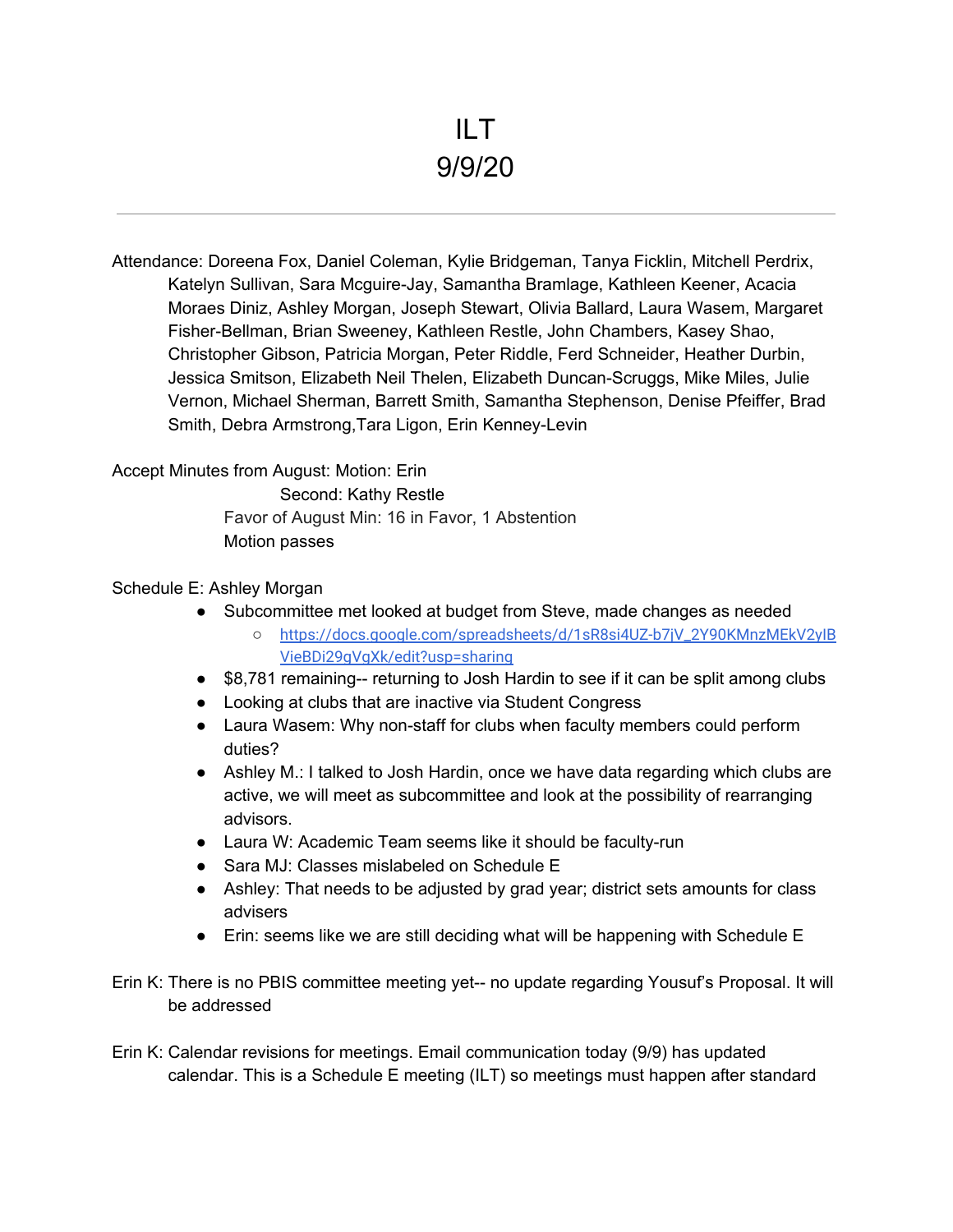# ILT
# 9/9/20

---

Attendance: Doreena Fox, Daniel Coleman, Kylie Bridgeman, Tanya Ficklin, Mitchell Perdrix, Katelyn Sullivan, Sara Mcguire-Jay, Samantha Bramlage, Kathleen Keener, Acacia Moraes Diniz, Ashley Morgan, Joseph Stewart, Olivia Ballard, Laura Wasem, Margaret Fisher-Bellman, Brian Sweeney, Kathleen Restle, John Chambers, Kasey Shao, Christopher Gibson, Patricia Morgan, Peter Riddle, Ferd Schneider, Heather Durbin, Jessica Smitson, Elizabeth Neil Thelen, Elizabeth Duncan-Scruggs, Mike Miles, Julie Vernon, Michael Sherman, Barrett Smith, Samantha Stephenson, Denise Pfeiffer, Brad Smith, Debra Armstrong,Tara Ligon, Erin Kenney-Levin

Accept Minutes from August: Motion: Erin
Second: Kathy Restle
Favor of August Min: 16 in Favor, 1 Abstention
Motion passes

Schedule E: Ashley Morgan

- Subcommittee met looked at budget from Steve, made changes as needed
  - https://docs.google.com/spreadsheets/d/1sR8si4UZ-b7jV_2Y90KMnzMEkV2yIBVieBDi29gVqXk/edit?usp=sharing
- $8,781 remaining-- returning to Josh Hardin to see if it can be split among clubs
- Looking at clubs that are inactive via Student Congress
- Laura Wasem: Why non-staff for clubs when faculty members could perform duties?
- Ashley M.: I talked to Josh Hardin, once we have data regarding which clubs are active, we will meet as subcommittee and look at the possibility of rearranging advisors.
- Laura W: Academic Team seems like it should be faculty-run
- Sara MJ: Classes mislabeled on Schedule E
- Ashley: That needs to be adjusted by grad year; district sets amounts for class advisers
- Erin: seems like we are still deciding what will be happening with Schedule E

Erin K: There is no PBIS committee meeting yet-- no update regarding Yousuf's Proposal. It will be addressed

Erin K: Calendar revisions for meetings. Email communication today (9/9) has updated calendar. This is a Schedule E meeting (ILT) so meetings must happen after standard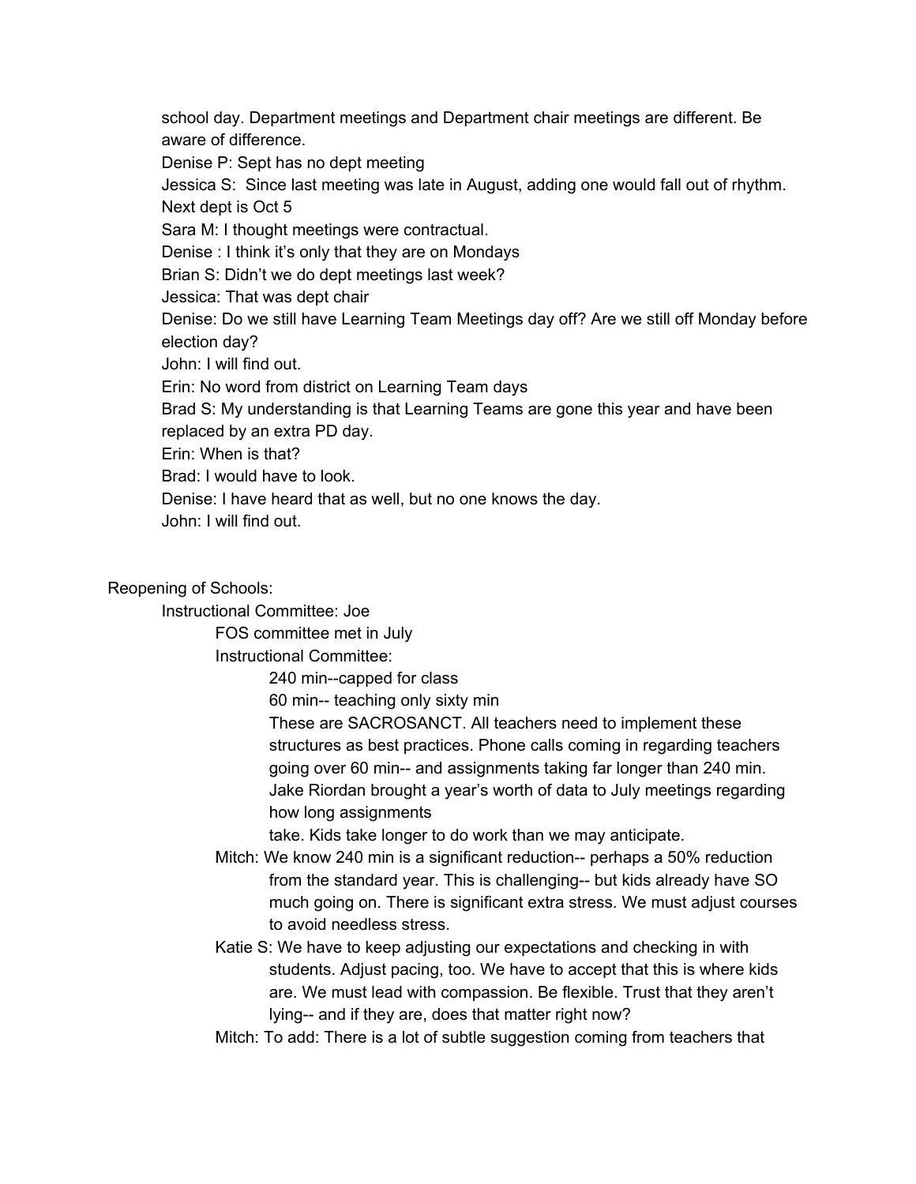school day. Department meetings and Department chair meetings are different. Be aware of difference.

Denise P: Sept has no dept meeting

Jessica S: Since last meeting was late in August, adding one would fall out of rhythm. Next dept is Oct 5

Sara M: I thought meetings were contractual.

Denise : I think it's only that they are on Mondays

Brian S: Didn't we do dept meetings last week?

Jessica: That was dept chair

Denise: Do we still have Learning Team Meetings day off? Are we still off Monday before election day?

John: I will find out.

Erin: No word from district on Learning Team days

Brad S: My understanding is that Learning Teams are gone this year and have been replaced by an extra PD day.

Erin: When is that?

Brad: I would have to look.

Denise: I have heard that as well, but no one knows the day.

John: I will find out.

Reopening of Schools:

- Instructional Committee: Joe
  - FOS committee met in July
  - Instructional Committee:
    - 240 min--capped for class
    - 60 min-- teaching only sixty min
    - These are SACROSANCT. All teachers need to implement these structures as best practices. Phone calls coming in regarding teachers going over 60 min-- and assignments taking far longer than 240 min. Jake Riordan brought a year's worth of data to July meetings regarding how long assignments take. Kids take longer to do work than we may anticipate.
  - Mitch: We know 240 min is a significant reduction-- perhaps a 50% reduction from the standard year. This is challenging-- but kids already have SO much going on. There is significant extra stress. We must adjust courses to avoid needless stress.
  - Katie S: We have to keep adjusting our expectations and checking in with students. Adjust pacing, too. We have to accept that this is where kids are. We must lead with compassion. Be flexible. Trust that they aren't lying-- and if they are, does that matter right now?
  - Mitch: To add: There is a lot of subtle suggestion coming from teachers that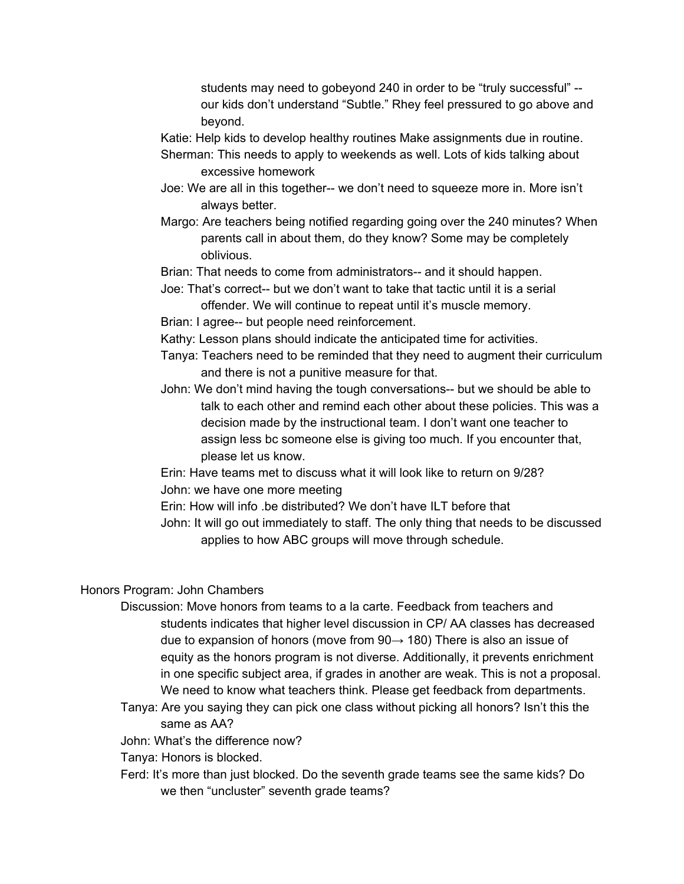students may need to gobeyond 240 in order to be "truly successful" -- our kids don't understand "Subtle." Rhey feel pressured to go above and beyond.

Katie: Help kids to develop healthy routines Make assignments due in routine.

Sherman: This needs to apply to weekends as well. Lots of kids talking about excessive homework

Joe: We are all in this together-- we don't need to squeeze more in. More isn't always better.

Margo: Are teachers being notified regarding going over the 240 minutes? When parents call in about them, do they know? Some may be completely oblivious.

Brian: That needs to come from administrators-- and it should happen.

Joe: That's correct-- but we don't want to take that tactic until it is a serial offender. We will continue to repeat until it's muscle memory.

Brian: I agree-- but people need reinforcement.

Kathy: Lesson plans should indicate the anticipated time for activities.

Tanya: Teachers need to be reminded that they need to augment their curriculum and there is not a punitive measure for that.

John: We don't mind having the tough conversations-- but we should be able to talk to each other and remind each other about these policies. This was a decision made by the instructional team. I don't want one teacher to assign less bc someone else is giving too much. If you encounter that, please let us know.

Erin: Have teams met to discuss what it will look like to return on 9/28?

John: we have one more meeting

Erin: How will info .be distributed? We don't have ILT before that

John: It will go out immediately to staff. The only thing that needs to be discussed applies to how ABC groups will move through schedule.

Honors Program: John Chambers

Discussion: Move honors from teams to a la carte. Feedback from teachers and students indicates that higher level discussion in CP/ AA classes has decreased due to expansion of honors (move from 90→ 180) There is also an issue of equity as the honors program is not diverse. Additionally, it prevents enrichment in one specific subject area, if grades in another are weak. This is not a proposal. We need to know what teachers think. Please get feedback from departments.

Tanya: Are you saying they can pick one class without picking all honors? Isn't this the same as AA?

John: What's the difference now?

Tanya: Honors is blocked.

Ferd: It's more than just blocked. Do the seventh grade teams see the same kids? Do we then "uncluster" seventh grade teams?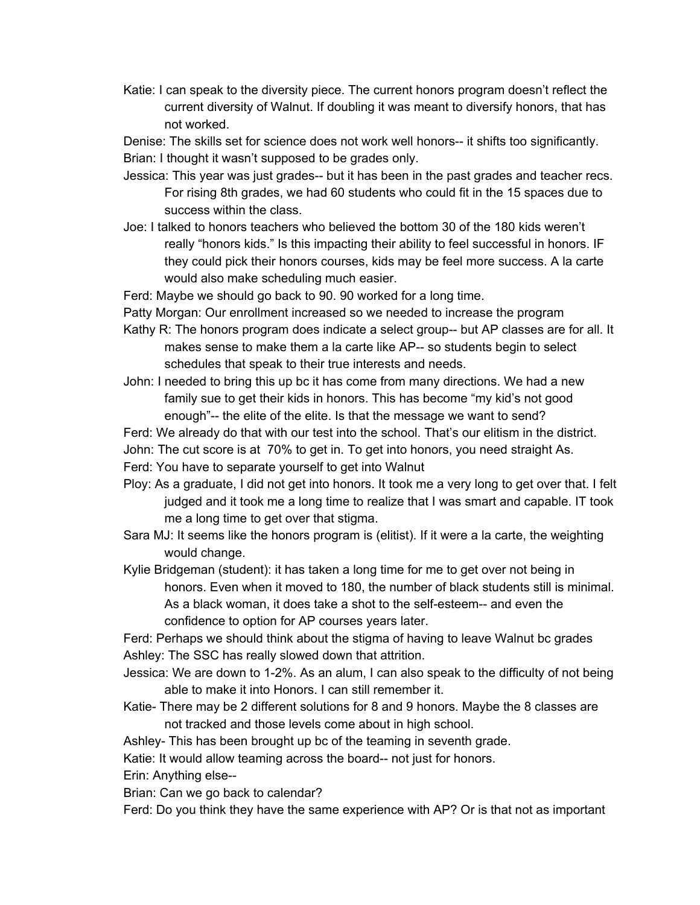Katie: I can speak to the diversity piece. The current honors program doesn't reflect the current diversity of Walnut. If doubling it was meant to diversify honors, that has not worked.

Denise: The skills set for science does not work well honors-- it shifts too significantly.

Brian: I thought it wasn't supposed to be grades only.

Jessica: This year was just grades-- but it has been in the past grades and teacher recs. For rising 8th grades, we had 60 students who could fit in the 15 spaces due to success within the class.

Joe: I talked to honors teachers who believed the bottom 30 of the 180 kids weren't really "honors kids." Is this impacting their ability to feel successful in honors. IF they could pick their honors courses, kids may be feel more success. A la carte would also make scheduling much easier.

Ferd: Maybe we should go back to 90. 90 worked for a long time.

Patty Morgan: Our enrollment increased so we needed to increase the program

Kathy R: The honors program does indicate a select group-- but AP classes are for all. It makes sense to make them a la carte like AP-- so students begin to select schedules that speak to their true interests and needs.

John: I needed to bring this up bc it has come from many directions. We had a new family sue to get their kids in honors. This has become "my kid's not good enough"-- the elite of the elite. Is that the message we want to send?

Ferd: We already do that with our test into the school. That's our elitism in the district.

John: The cut score is at 70% to get in. To get into honors, you need straight As.

Ferd: You have to separate yourself to get into Walnut

Ploy: As a graduate, I did not get into honors. It took me a very long to get over that. I felt judged and it took me a long time to realize that I was smart and capable. IT took me a long time to get over that stigma.

Sara MJ: It seems like the honors program is (elitist). If it were a la carte, the weighting would change.

Kylie Bridgeman (student): it has taken a long time for me to get over not being in honors. Even when it moved to 180, the number of black students still is minimal. As a black woman, it does take a shot to the self-esteem-- and even the confidence to option for AP courses years later.

Ferd: Perhaps we should think about the stigma of having to leave Walnut bc grades

Ashley: The SSC has really slowed down that attrition.

Jessica: We are down to 1-2%. As an alum, I can also speak to the difficulty of not being able to make it into Honors. I can still remember it.

Katie- There may be 2 different solutions for 8 and 9 honors. Maybe the 8 classes are not tracked and those levels come about in high school.

Ashley- This has been brought up bc of the teaming in seventh grade.

Katie: It would allow teaming across the board-- not just for honors.

Erin: Anything else--

Brian: Can we go back to calendar?

Ferd: Do you think they have the same experience with AP? Or is that not as important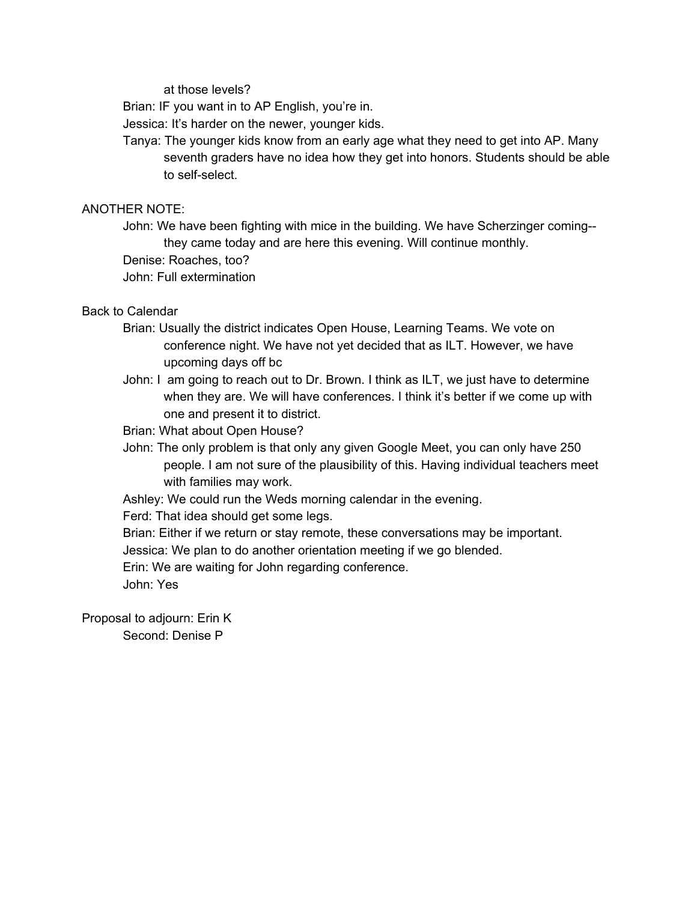at those levels?

Brian: IF you want in to AP English, you're in.

Jessica: It's harder on the newer, younger kids.

Tanya: The younger kids know from an early age what they need to get into AP. Many seventh graders have no idea how they get into honors. Students should be able to self-select.

ANOTHER NOTE:

John: We have been fighting with mice in the building. We have Scherzinger coming-- they came today and are here this evening. Will continue monthly.

Denise: Roaches, too?

John: Full extermination

Back to Calendar

Brian: Usually the district indicates Open House, Learning Teams. We vote on conference night. We have not yet decided that as ILT. However, we have upcoming days off bc

John: I am going to reach out to Dr. Brown. I think as ILT, we just have to determine when they are. We will have conferences. I think it's better if we come up with one and present it to district.

Brian: What about Open House?

John: The only problem is that only any given Google Meet, you can only have 250 people. I am not sure of the plausibility of this. Having individual teachers meet with families may work.

Ashley: We could run the Weds morning calendar in the evening.

Ferd: That idea should get some legs.

Brian: Either if we return or stay remote, these conversations may be important.

Jessica: We plan to do another orientation meeting if we go blended.

Erin: We are waiting for John regarding conference.

John: Yes

Proposal to adjourn: Erin K

Second: Denise P